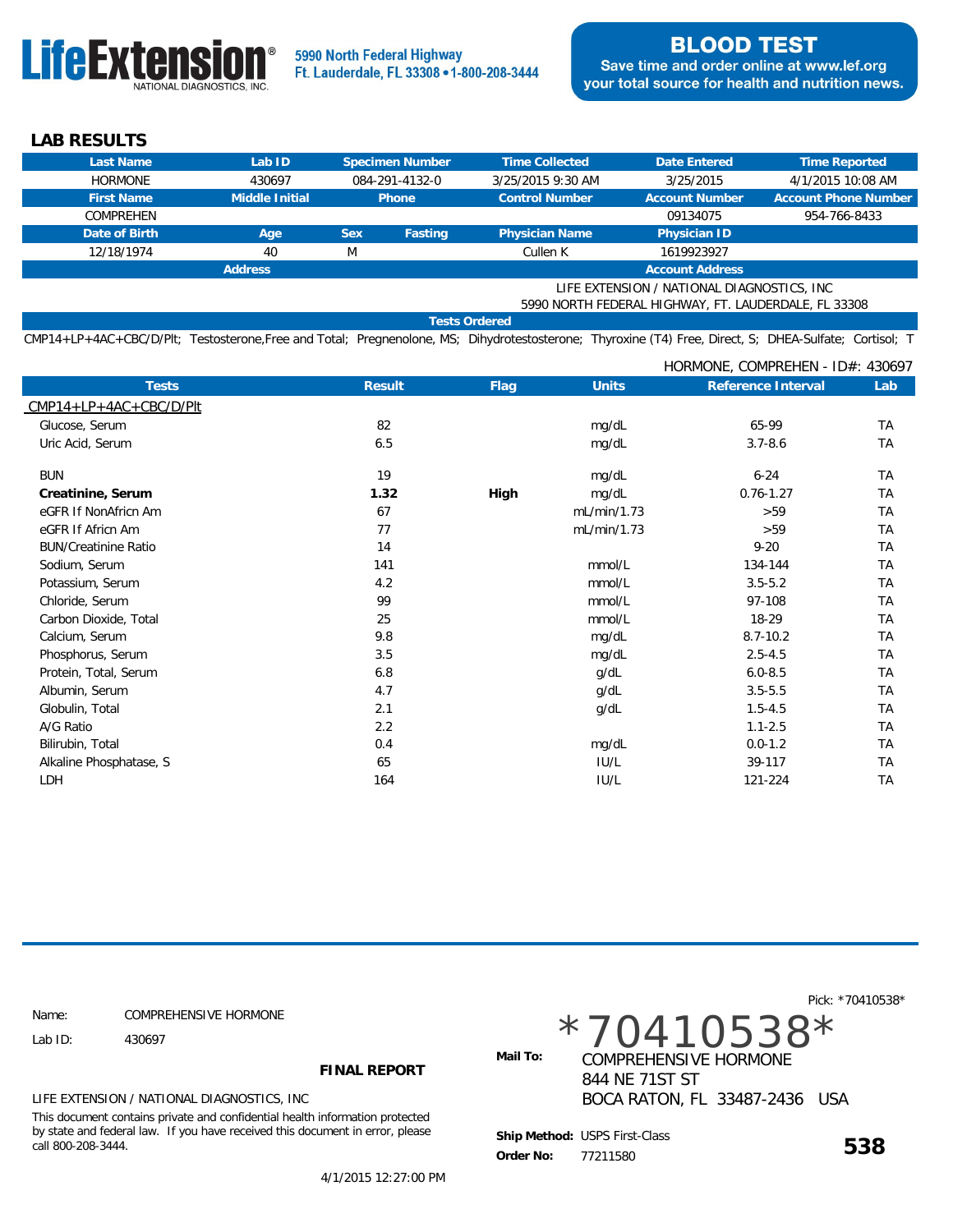**LifeExtension**® NATIONAL DIAGNOSTICS, INC.

5990 North Federal Highway
Ft. Lauderdale, FL 33308 • 1-800-208-3444

**BLOOD TEST**
Save time and order online at www.lef.org
your total source for health and nutrition news.

## LAB RESULTS

| Last Name | Lab ID | Specimen Number | Time Collected | Date Entered | Time Reported |
|---|---|---|---|---|---|
| HORMONE | 430697 | 084-291-4132-0 | 3/25/2015 9:30 AM | 3/25/2015 | 4/1/2015 10:08 AM |
| **First Name** | **Middle Initial** | **Phone** | **Control Number** | **Account Number** | **Account Phone Number** |
| COMPREHEN | | | | 09134075 | 954-766-8433 |

| Date of Birth | Age | Sex | Fasting | Physician Name | Physician ID |
|---|---|---|---|---|---|
| 12/18/1974 | 40 | M | | Cullen K | 1619923927 |

| Address | Account Address |
|---|---|
| | LIFE EXTENSION / NATIONAL DIAGNOSTICS, INC<br>5990 NORTH FEDERAL HIGHWAY, FT. LAUDERDALE, FL 33308 |

**Tests Ordered**

CMP14+LP+4AC+CBC/D/Plt; Testosterone,Free and Total; Pregnenolone, MS; Dihydrotestosterone; Thyroxine (T4) Free, Direct, S; DHEA-Sulfate; Cortisol; T

HORMONE, COMPREHEN - ID#: 430697

| Tests | Result | Flag | Units | Reference Interval | Lab |
|---|---|---|---|---|---|
| CMP14+LP+4AC+CBC/D/Plt | | | | | |
| Glucose, Serum | 82 | | mg/dL | 65-99 | TA |
| Uric Acid, Serum | 6.5 | | mg/dL | 3.7-8.6 | TA |
| BUN | 19 | | mg/dL | 6-24 | TA |
| **Creatinine, Serum** | **1.32** | **High** | mg/dL | 0.76-1.27 | TA |
| eGFR If NonAfricn Am | 67 | | mL/min/1.73 | >59 | TA |
| eGFR If Africn Am | 77 | | mL/min/1.73 | >59 | TA |
| BUN/Creatinine Ratio | 14 | | | 9-20 | TA |
| Sodium, Serum | 141 | | mmol/L | 134-144 | TA |
| Potassium, Serum | 4.2 | | mmol/L | 3.5-5.2 | TA |
| Chloride, Serum | 99 | | mmol/L | 97-108 | TA |
| Carbon Dioxide, Total | 25 | | mmol/L | 18-29 | TA |
| Calcium, Serum | 9.8 | | mg/dL | 8.7-10.2 | TA |
| Phosphorus, Serum | 3.5 | | mg/dL | 2.5-4.5 | TA |
| Protein, Total, Serum | 6.8 | | g/dL | 6.0-8.5 | TA |
| Albumin, Serum | 4.7 | | g/dL | 3.5-5.5 | TA |
| Globulin, Total | 2.1 | | g/dL | 1.5-4.5 | TA |
| A/G Ratio | 2.2 | | | 1.1-2.5 | TA |
| Bilirubin, Total | 0.4 | | mg/dL | 0.0-1.2 | TA |
| Alkaline Phosphatase, S | 65 | | IU/L | 39-117 | TA |
| LDH | 164 | | IU/L | 121-224 | TA |

Name: COMPREHENSIVE HORMONE
Lab ID: 430697

**FINAL REPORT**

LIFE EXTENSION / NATIONAL DIAGNOSTICS, INC

This document contains private and confidential health information protected by state and federal law. If you have received this document in error, please call 800-208-3444.

4/1/2015 12:27:00 PM

Pick: *70410538*

*70410538*

**Mail To:** COMPREHENSIVE HORMONE
844 NE 71ST ST
BOCA RATON, FL 33487-2436 USA

**Ship Method:** USPS First-Class
**Order No:** 77211580

**538**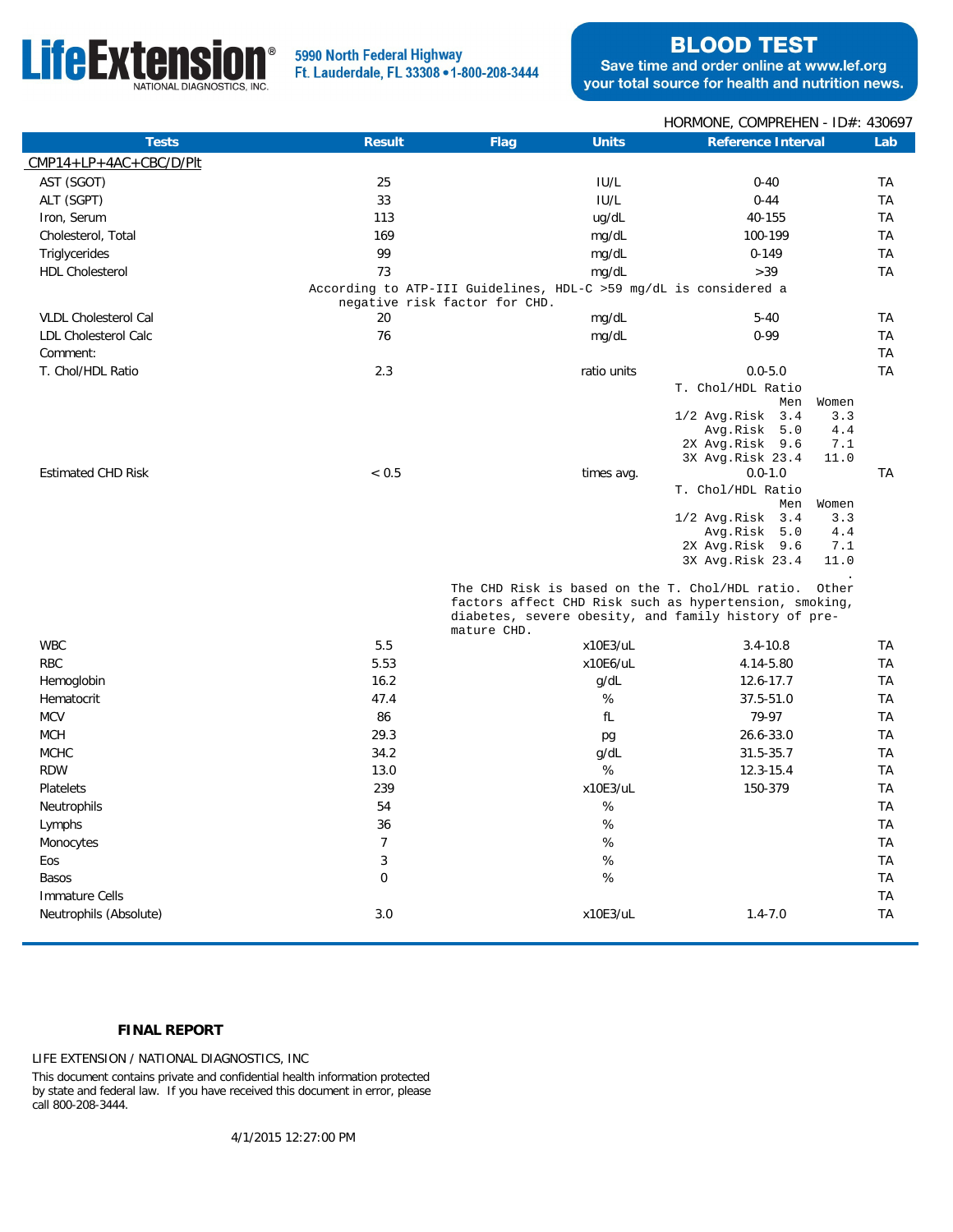**LifeExtension®** NATIONAL DIAGNOSTICS, INC.

5990 North Federal Highway
Ft. Lauderdale, FL 33308 • 1-800-208-3444

**BLOOD TEST**
Save time and order online at www.lef.org
your total source for health and nutrition news.

HORMONE, COMPREHEN - ID#: 430697

| Tests | Result | Flag | Units | Reference Interval | Lab |
|---|---|---|---|---|---|
| CMP14+LP+4AC+CBC/D/Plt | | | | | |
| AST (SGOT) | 25 | | IU/L | 0-40 | TA |
| ALT (SGPT) | 33 | | IU/L | 0-44 | TA |
| Iron, Serum | 113 | | ug/dL | 40-155 | TA |
| Cholesterol, Total | 169 | | mg/dL | 100-199 | TA |
| Triglycerides | 99 | | mg/dL | 0-149 | TA |
| HDL Cholesterol | 73 | | mg/dL | >39 | TA |
| | According to ATP-III Guidelines, HDL-C >59 mg/dL is considered a negative risk factor for CHD. | | | | |
| VLDL Cholesterol Cal | 20 | | mg/dL | 5-40 | TA |
| LDL Cholesterol Calc | 76 | | mg/dL | 0-99 | TA |
| Comment: | | | | | TA |
| T. Chol/HDL Ratio | 2.3 | | ratio units | 0.0-5.0 | TA |
| Estimated CHD Risk | < 0.5 | | times avg. | 0.0-1.0 | TA |
| WBC | 5.5 | | x10E3/uL | 3.4-10.8 | TA |
| RBC | 5.53 | | x10E6/uL | 4.14-5.80 | TA |
| Hemoglobin | 16.2 | | g/dL | 12.6-17.7 | TA |
| Hematocrit | 47.4 | | % | 37.5-51.0 | TA |
| MCV | 86 | | fL | 79-97 | TA |
| MCH | 29.3 | | pg | 26.6-33.0 | TA |
| MCHC | 34.2 | | g/dL | 31.5-35.7 | TA |
| RDW | 13.0 | | % | 12.3-15.4 | TA |
| Platelets | 239 | | x10E3/uL | 150-379 | TA |
| Neutrophils | 54 | | % | | TA |
| Lymphs | 36 | | % | | TA |
| Monocytes | 7 | | % | | TA |
| Eos | 3 | | % | | TA |
| Basos | 0 | | % | | TA |
| Immature Cells | | | | | TA |
| Neutrophils (Absolute) | 3.0 | | x10E3/uL | 1.4-7.0 | TA |

T. Chol/HDL Ratio (shown for both T. Chol/HDL Ratio and Estimated CHD Risk):

| | Men | Women |
|---|---|---|
| 1/2 Avg.Risk | 3.4 | 3.3 |
| Avg.Risk | 5.0 | 4.4 |
| 2X Avg.Risk | 9.6 | 7.1 |
| 3X Avg.Risk | 23.4 | 11.0 |

The CHD Risk is based on the T. Chol/HDL ratio. Other factors affect CHD Risk such as hypertension, smoking, diabetes, severe obesity, and family history of premature CHD.

**FINAL REPORT**

LIFE EXTENSION / NATIONAL DIAGNOSTICS, INC

This document contains private and confidential health information protected by state and federal law. If you have received this document in error, please call 800-208-3444.

4/1/2015 12:27:00 PM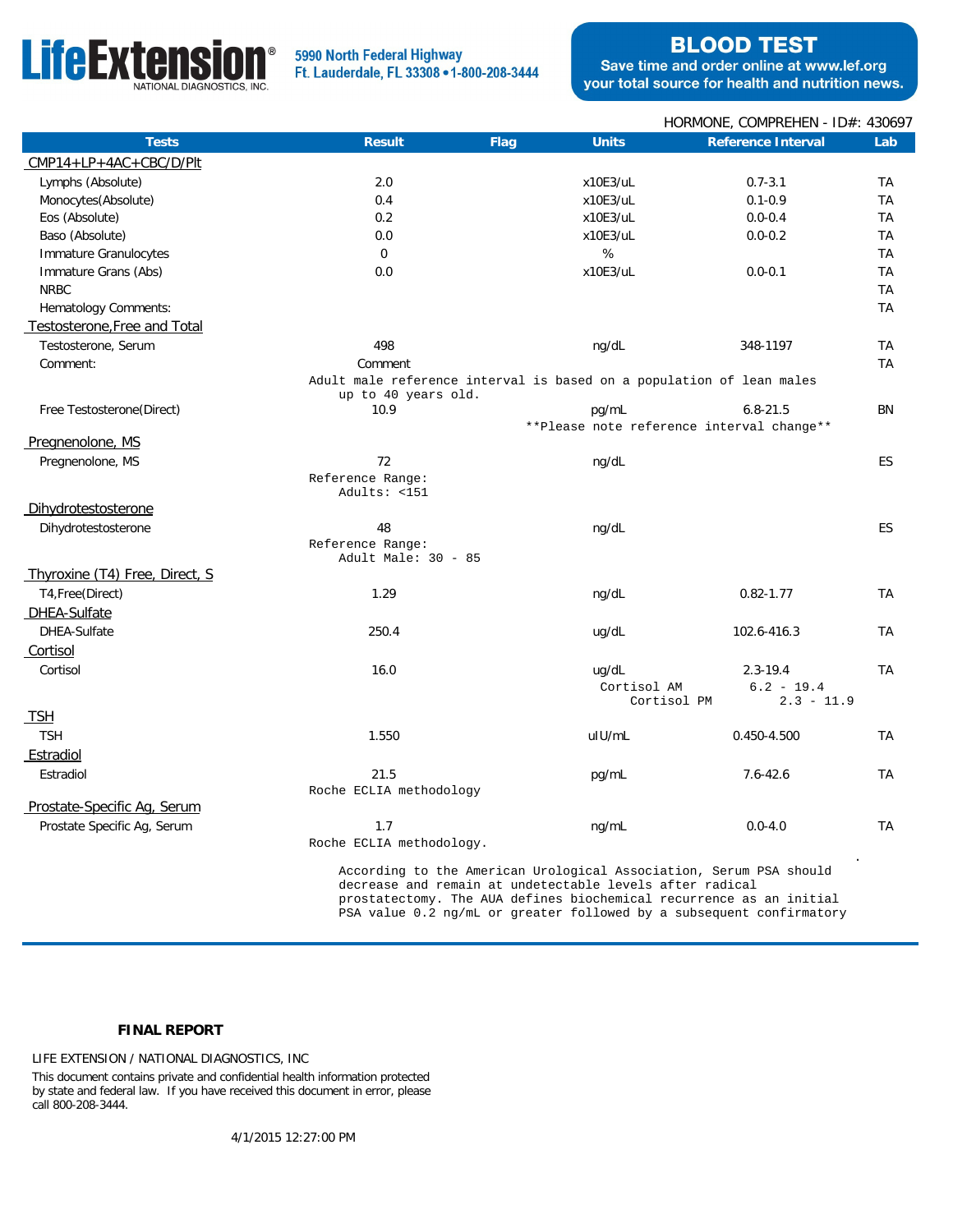**LifeExtension®** NATIONAL DIAGNOSTICS, INC.

5990 North Federal Highway
Ft. Lauderdale, FL 33308 • 1-800-208-3444

**BLOOD TEST**
Save time and order online at www.lef.org
your total source for health and nutrition news.

HORMONE, COMPREHEN - ID#: 430697

| Tests | Result | Flag | Units | Reference Interval | Lab |
|---|---|---|---|---|---|
| CMP14+LP+4AC+CBC/D/Plt | | | | | |
| Lymphs (Absolute) | 2.0 | | x10E3/uL | 0.7-3.1 | TA |
| Monocytes(Absolute) | 0.4 | | x10E3/uL | 0.1-0.9 | TA |
| Eos (Absolute) | 0.2 | | x10E3/uL | 0.0-0.4 | TA |
| Baso (Absolute) | 0.0 | | x10E3/uL | 0.0-0.2 | TA |
| Immature Granulocytes | 0 | | % | | TA |
| Immature Grans (Abs) | 0.0 | | x10E3/uL | 0.0-0.1 | TA |
| NRBC | | | | | TA |
| Hematology Comments: | | | | | TA |
| Testosterone,Free and Total | | | | | |
| Testosterone, Serum | 498 | | ng/dL | 348-1197 | TA |
| Comment: | Comment | | | | TA |
| | Adult male reference interval is based on a population of lean males up to 40 years old. | | | | |
| Free Testosterone(Direct) | 10.9 | | pg/mL | 6.8-21.5 | BN |
| | | | **Please note reference interval change** | | |
| Pregnenolone, MS | | | | | |
| Pregnenolone, MS | 72 | | ng/dL | | ES |
| | Reference Range: Adults: <151 | | | | |
| Dihydrotestosterone | | | | | |
| Dihydrotestosterone | 48 | | ng/dL | | ES |
| | Reference Range: Adult Male: 30 - 85 | | | | |
| Thyroxine (T4) Free, Direct, S | | | | | |
| T4,Free(Direct) | 1.29 | | ng/dL | 0.82-1.77 | TA |
| DHEA-Sulfate | | | | | |
| DHEA-Sulfate | 250.4 | | ug/dL | 102.6-416.3 | TA |
| Cortisol | | | | | |
| Cortisol | 16.0 | | ug/dL | 2.3-19.4 | TA |
| | | | Cortisol AM | 6.2 - 19.4 | |
| | | | Cortisol PM | 2.3 - 11.9 | |
| TSH | | | | | |
| TSH | 1.550 | | uIU/mL | 0.450-4.500 | TA |
| Estradiol | | | | | |
| Estradiol | 21.5 | | pg/mL | 7.6-42.6 | TA |
| | Roche ECLIA methodology | | | | |
| Prostate-Specific Ag, Serum | | | | | |
| Prostate Specific Ag, Serum | 1.7 | | ng/mL | 0.0-4.0 | TA |
| | Roche ECLIA methodology. | | | | |

According to the American Urological Association, Serum PSA should decrease and remain at undetectable levels after radical prostatectomy. The AUA defines biochemical recurrence as an initial PSA value 0.2 ng/mL or greater followed by a subsequent confirmatory

**FINAL REPORT**

LIFE EXTENSION / NATIONAL DIAGNOSTICS, INC

This document contains private and confidential health information protected by state and federal law. If you have received this document in error, please call 800-208-3444.

4/1/2015 12:27:00 PM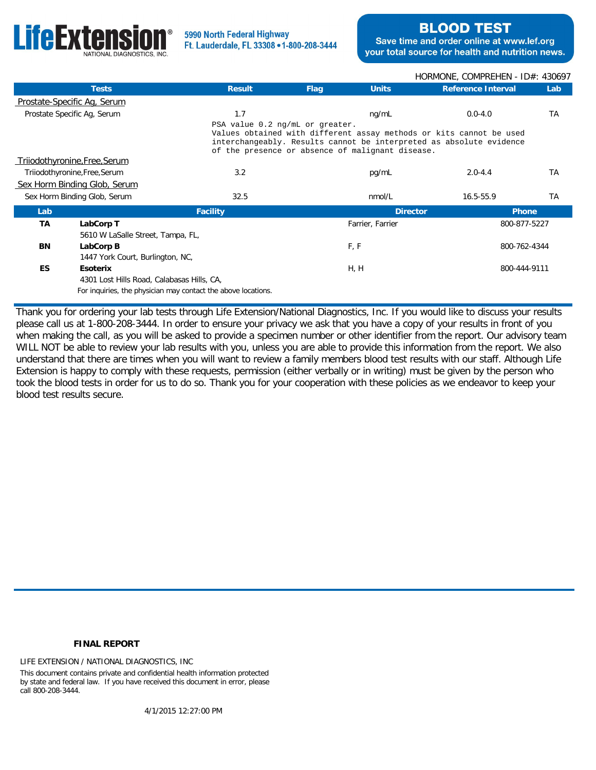**LifeExtension®** NATIONAL DIAGNOSTICS, INC.

5990 North Federal Highway
Ft. Lauderdale, FL 33308 • 1-800-208-3444

**BLOOD TEST**
Save time and order online at www.lef.org
your total source for health and nutrition news.

HORMONE, COMPREHEN - ID#: 430697

| Tests | Result | Flag | Units | Reference Interval | Lab |
|---|---|---|---|---|---|
| Prostate-Specific Ag, Serum | | | | | |
| Prostate Specific Ag, Serum | 1.7 | | ng/mL | 0.0-4.0 | TA |
| | PSA value 0.2 ng/mL or greater. Values obtained with different assay methods or kits cannot be used interchangeably. Results cannot be interpreted as absolute evidence of the presence or absence of malignant disease. | | | | |
| Triiodothyronine,Free,Serum | | | | | |
| Triiodothyronine,Free,Serum | 3.2 | | pg/mL | 2.0-4.4 | TA |
| Sex Horm Binding Glob, Serum | | | | | |
| Sex Horm Binding Glob, Serum | 32.5 | | nmol/L | 16.5-55.9 | TA |

| Lab | Facility | Director | Phone |
|---|---|---|---|
| TA | **LabCorp T** 5610 W LaSalle Street, Tampa, FL, | Farrier, Farrier | 800-877-5227 |
| BN | **LabCorp B** 1447 York Court, Burlington, NC, | F, F | 800-762-4344 |
| ES | **Esoterix** 4301 Lost Hills Road, Calabasas Hills, CA, | H, H | 800-444-9111 |

For inquiries, the physician may contact the above locations.

Thank you for ordering your lab tests through Life Extension/National Diagnostics, Inc. If you would like to discuss your results please call us at 1-800-208-3444. In order to ensure your privacy we ask that you have a copy of your results in front of you when making the call, as you will be asked to provide a specimen number or other identifier from the report. Our advisory team WILL NOT be able to review your lab results with you, unless you are able to provide this information from the report. We also understand that there are times when you will want to review a family members blood test results with our staff. Although Life Extension is happy to comply with these requests, permission (either verbally or in writing) must be given by the person who took the blood tests in order for us to do so. Thank you for your cooperation with these policies as we endeavor to keep your blood test results secure.

**FINAL REPORT**

LIFE EXTENSION / NATIONAL DIAGNOSTICS, INC

This document contains private and confidential health information protected by state and federal law. If you have received this document in error, please call 800-208-3444.

4/1/2015 12:27:00 PM